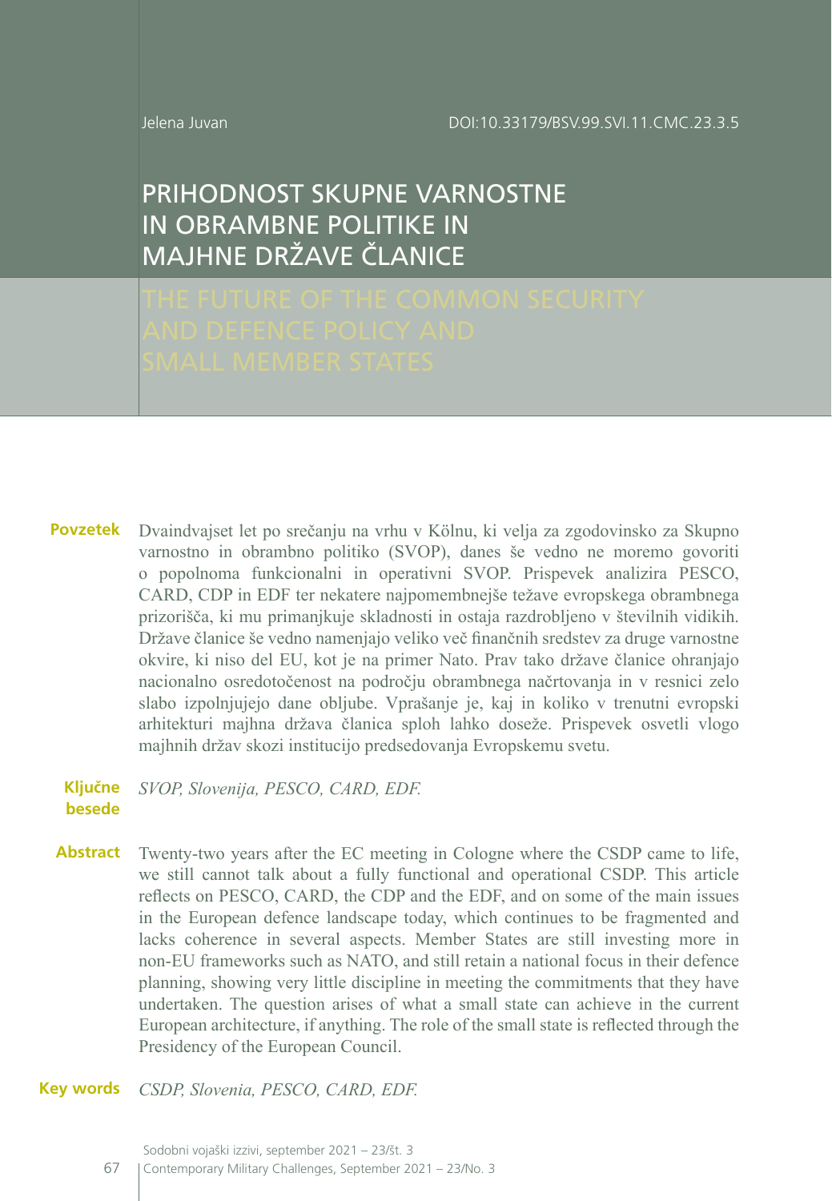Jelena Juvan

DOI:10.33179/BSV.99.SVI.11.CMC.23.3.5

# PRIHODNOST SKUPNE VARNOSTNE IN OBRAMBNE POLITIKE IN MAJHNE DRŽAVE ČLANICE

# THE FUTURE OF THE COMMON SECURITY AND DEFENCE POLICY AND SMALL MEMBER STATES

**Povzetek** Dvaindvajset let po srečanju na vrhu v Kölnu, ki velja za zgodovinsko za Skupno varnostno in obrambno politiko (SVOP), danes še vedno ne moremo govoriti o popolnoma funkcionalni in operativni SVOP. Prispevek analizira PESCO, CARD, CDP in EDF ter nekatere najpomembnejše težave evropskega obrambnega prizorišča, ki mu primanjkuje skladnosti in ostaja razdrobljeno v številnih vidikih. Države članice še vedno namenjajo veliko več finančnih sredstev za druge varnostne okvire, ki niso del EU, kot je na primer Nato. Prav tako države članice ohranjajo nacionalno osredotočenost na področju obrambnega načrtovanja in v resnici zelo slabo izpolnjujejo dane obljube. Vprašanje je, kaj in koliko v trenutni evropski arhitekturi majhna država članica sploh lahko doseže. Prispevek osvetli vlogo majhnih držav skozi institucijo predsedovanja Evropskemu svetu.

**Ključne besede** *SVOP, Slovenija, PESCO, CARD, EDF.*

**Abstract** Twenty-two years after the EC meeting in Cologne where the CSDP came to life, we still cannot talk about a fully functional and operational CSDP. This article reflects on PESCO, CARD, the CDP and the EDF, and on some of the main issues in the European defence landscape today, which continues to be fragmented and lacks coherence in several aspects. Member States are still investing more in non-EU frameworks such as NATO, and still retain a national focus in their defence planning, showing very little discipline in meeting the commitments that they have undertaken. The question arises of what a small state can achieve in the current European architecture, if anything. The role of the small state is reflected through the Presidency of the European Council.

**Key words** *CSDP, Slovenia, PESCO, CARD, EDF.*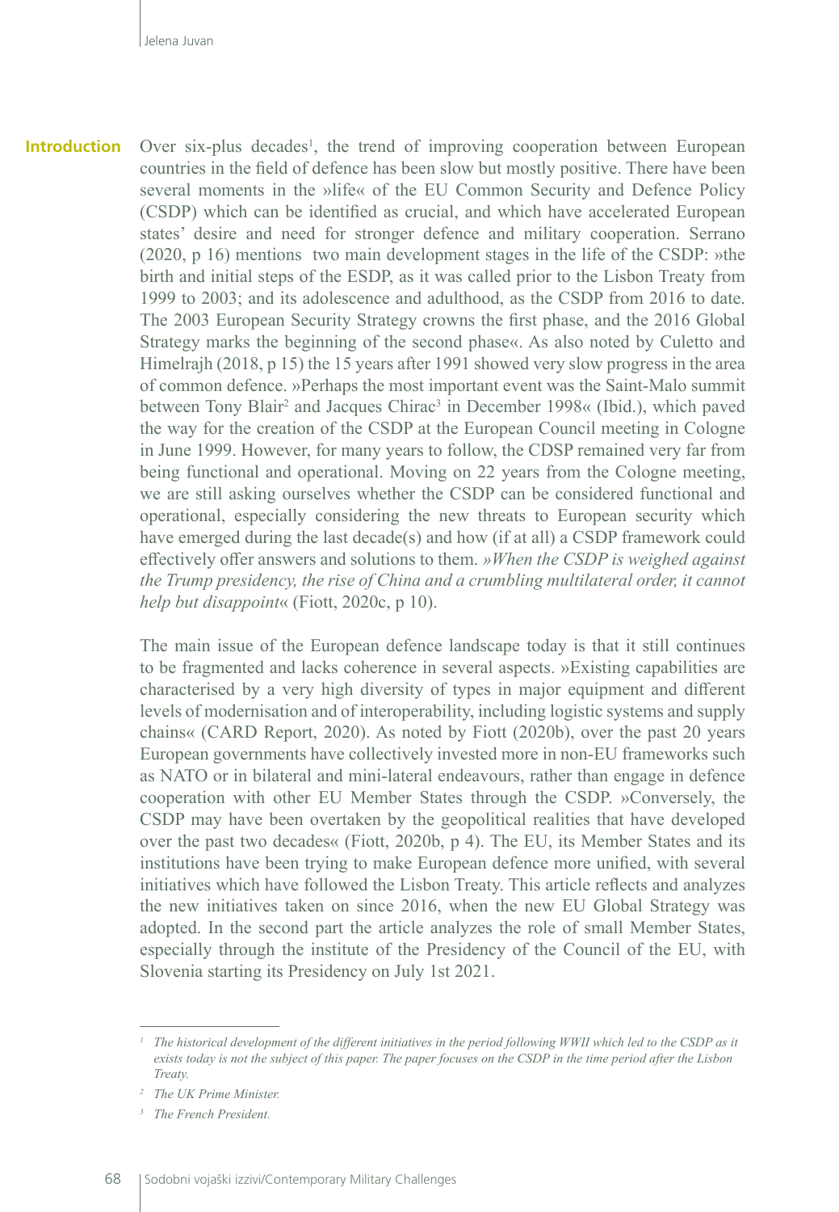## Introduction

Over six-plus decades[1], the trend of improving cooperation between European countries in the field of defence has been slow but mostly positive. There have been several moments in the »life« of the EU Common Security and Defence Policy (CSDP) which can be identified as crucial, and which have accelerated European states' desire and need for stronger defence and military cooperation. Serrano (2020, p 16) mentions two main development stages in the life of the CSDP: »the birth and initial steps of the ESDP, as it was called prior to the Lisbon Treaty from 1999 to 2003; and its adolescence and adulthood, as the CSDP from 2016 to date. The 2003 European Security Strategy crowns the first phase, and the 2016 Global Strategy marks the beginning of the second phase«. As also noted by Culetto and Himelrajh (2018, p 15) the 15 years after 1991 showed very slow progress in the area of common defence. »Perhaps the most important event was the Saint-Malo summit between Tony Blair[2] and Jacques Chirac[3] in December 1998« (Ibid.), which paved the way for the creation of the CSDP at the European Council meeting in Cologne in June 1999. However, for many years to follow, the CDSP remained very far from being functional and operational. Moving on 22 years from the Cologne meeting, we are still asking ourselves whether the CSDP can be considered functional and operational, especially considering the new threats to European security which have emerged during the last decade(s) and how (if at all) a CSDP framework could effectively offer answers and solutions to them. *»When the CSDP is weighed against the Trump presidency, the rise of China and a crumbling multilateral order, it cannot help but disappoint«* (Fiott, 2020c, p 10).

The main issue of the European defence landscape today is that it still continues to be fragmented and lacks coherence in several aspects. »Existing capabilities are characterised by a very high diversity of types in major equipment and different levels of modernisation and of interoperability, including logistic systems and supply chains« (CARD Report, 2020). As noted by Fiott (2020b), over the past 20 years European governments have collectively invested more in non-EU frameworks such as NATO or in bilateral and mini-lateral endeavours, rather than engage in defence cooperation with other EU Member States through the CSDP. »Conversely, the CSDP may have been overtaken by the geopolitical realities that have developed over the past two decades« (Fiott, 2020b, p 4). The EU, its Member States and its institutions have been trying to make European defence more unified, with several initiatives which have followed the Lisbon Treaty. This article reflects and analyzes the new initiatives taken on since 2016, when the new EU Global Strategy was adopted. In the second part the article analyzes the role of small Member States, especially through the institute of the Presidency of the Council of the EU, with Slovenia starting its Presidency on July 1st 2021.

---

[1] *The historical development of the different initiatives in the period following WWII which led to the CSDP as it exists today is not the subject of this paper. The paper focuses on the CSDP in the time period after the Lisbon Treaty.*

[2] *The UK Prime Minister.*

[3] *The French President.*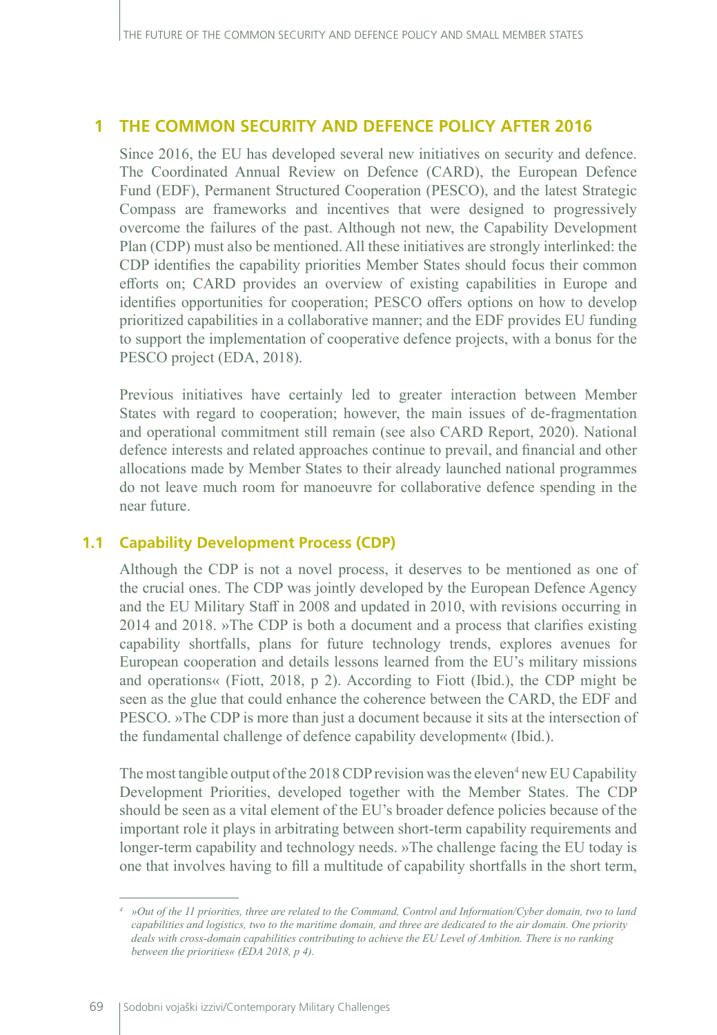# 1 THE COMMON SECURITY AND DEFENCE POLICY AFTER 2016

Since 2016, the EU has developed several new initiatives on security and defence. The Coordinated Annual Review on Defence (CARD), the European Defence Fund (EDF), Permanent Structured Cooperation (PESCO), and the latest Strategic Compass are frameworks and incentives that were designed to progressively overcome the failures of the past. Although not new, the Capability Development Plan (CDP) must also be mentioned. All these initiatives are strongly interlinked: the CDP identifies the capability priorities Member States should focus their common efforts on; CARD provides an overview of existing capabilities in Europe and identifies opportunities for cooperation; PESCO offers options on how to develop prioritized capabilities in a collaborative manner; and the EDF provides EU funding to support the implementation of cooperative defence projects, with a bonus for the PESCO project (EDA, 2018).

Previous initiatives have certainly led to greater interaction between Member States with regard to cooperation; however, the main issues of de-fragmentation and operational commitment still remain (see also CARD Report, 2020). National defence interests and related approaches continue to prevail, and financial and other allocations made by Member States to their already launched national programmes do not leave much room for manoeuvre for collaborative defence spending in the near future.

## 1.1 Capability Development Process (CDP)

Although the CDP is not a novel process, it deserves to be mentioned as one of the crucial ones. The CDP was jointly developed by the European Defence Agency and the EU Military Staff in 2008 and updated in 2010, with revisions occurring in 2014 and 2018. »The CDP is both a document and a process that clarifies existing capability shortfalls, plans for future technology trends, explores avenues for European cooperation and details lessons learned from the EU's military missions and operations« (Fiott, 2018, p 2). According to Fiott (Ibid.), the CDP might be seen as the glue that could enhance the coherence between the CARD, the EDF and PESCO. »The CDP is more than just a document because it sits at the intersection of the fundamental challenge of defence capability development« (Ibid.).

The most tangible output of the 2018 CDP revision was the eleven[4] new EU Capability Development Priorities, developed together with the Member States. The CDP should be seen as a vital element of the EU's broader defence policies because of the important role it plays in arbitrating between short-term capability requirements and longer-term capability and technology needs. »The challenge facing the EU today is one that involves having to fill a multitude of capability shortfalls in the short term,

[4] *»Out of the 11 priorities, three are related to the Command, Control and Information/Cyber domain, two to land capabilities and logistics, two to the maritime domain, and three are dedicated to the air domain. One priority deals with cross-domain capabilities contributing to achieve the EU Level of Ambition. There is no ranking between the priorities« (EDA 2018, p 4).*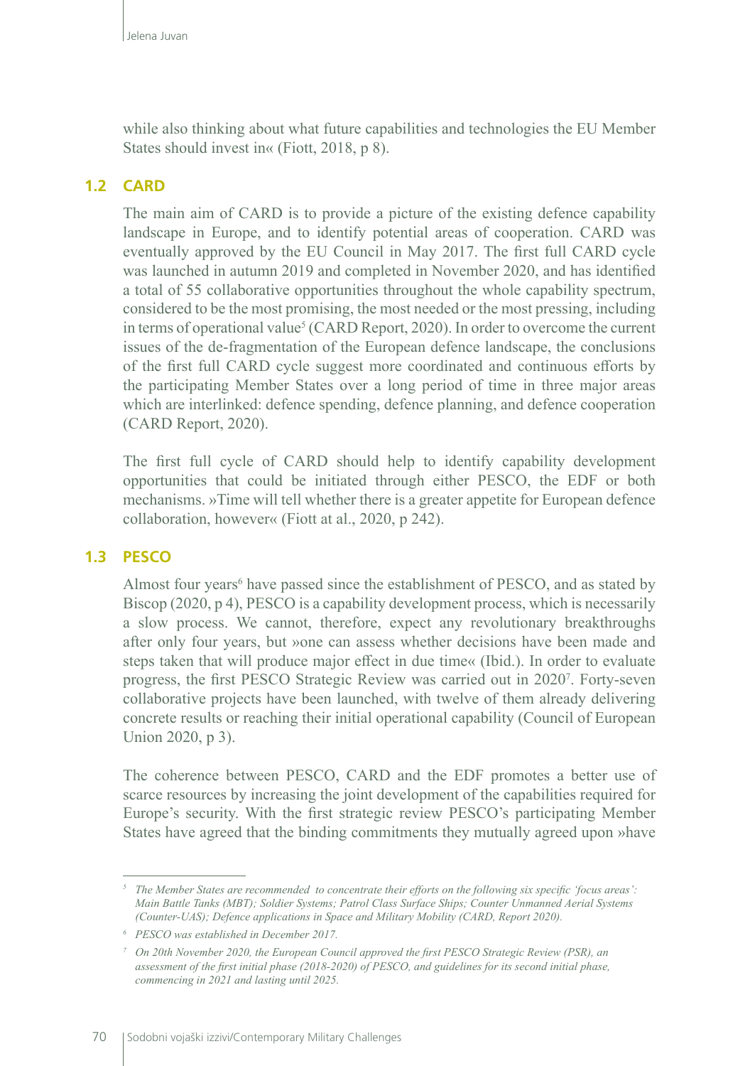while also thinking about what future capabilities and technologies the EU Member States should invest in« (Fiott, 2018, p 8).

## 1.2 CARD

The main aim of CARD is to provide a picture of the existing defence capability landscape in Europe, and to identify potential areas of cooperation. CARD was eventually approved by the EU Council in May 2017. The first full CARD cycle was launched in autumn 2019 and completed in November 2020, and has identified a total of 55 collaborative opportunities throughout the whole capability spectrum, considered to be the most promising, the most needed or the most pressing, including in terms of operational value[5] (CARD Report, 2020). In order to overcome the current issues of the de-fragmentation of the European defence landscape, the conclusions of the first full CARD cycle suggest more coordinated and continuous efforts by the participating Member States over a long period of time in three major areas which are interlinked: defence spending, defence planning, and defence cooperation (CARD Report, 2020).

The first full cycle of CARD should help to identify capability development opportunities that could be initiated through either PESCO, the EDF or both mechanisms. »Time will tell whether there is a greater appetite for European defence collaboration, however« (Fiott at al., 2020, p 242).

## 1.3 PESCO

Almost four years[6] have passed since the establishment of PESCO, and as stated by Biscop (2020, p 4), PESCO is a capability development process, which is necessarily a slow process. We cannot, therefore, expect any revolutionary breakthroughs after only four years, but »one can assess whether decisions have been made and steps taken that will produce major effect in due time« (Ibid.). In order to evaluate progress, the first PESCO Strategic Review was carried out in 2020[7]. Forty-seven collaborative projects have been launched, with twelve of them already delivering concrete results or reaching their initial operational capability (Council of European Union 2020, p 3).

The coherence between PESCO, CARD and the EDF promotes a better use of scarce resources by increasing the joint development of the capabilities required for Europe's security. With the first strategic review PESCO's participating Member States have agreed that the binding commitments they mutually agreed upon »have

---

*[5] The Member States are recommended to concentrate their efforts on the following six specific 'focus areas': Main Battle Tanks (MBT); Soldier Systems; Patrol Class Surface Ships; Counter Unmanned Aerial Systems (Counter-UAS); Defence applications in Space and Military Mobility (CARD, Report 2020).*

*[6] PESCO was established in December 2017.*

*[7] On 20th November 2020, the European Council approved the first PESCO Strategic Review (PSR), an assessment of the first initial phase (2018-2020) of PESCO, and guidelines for its second initial phase, commencing in 2021 and lasting until 2025.*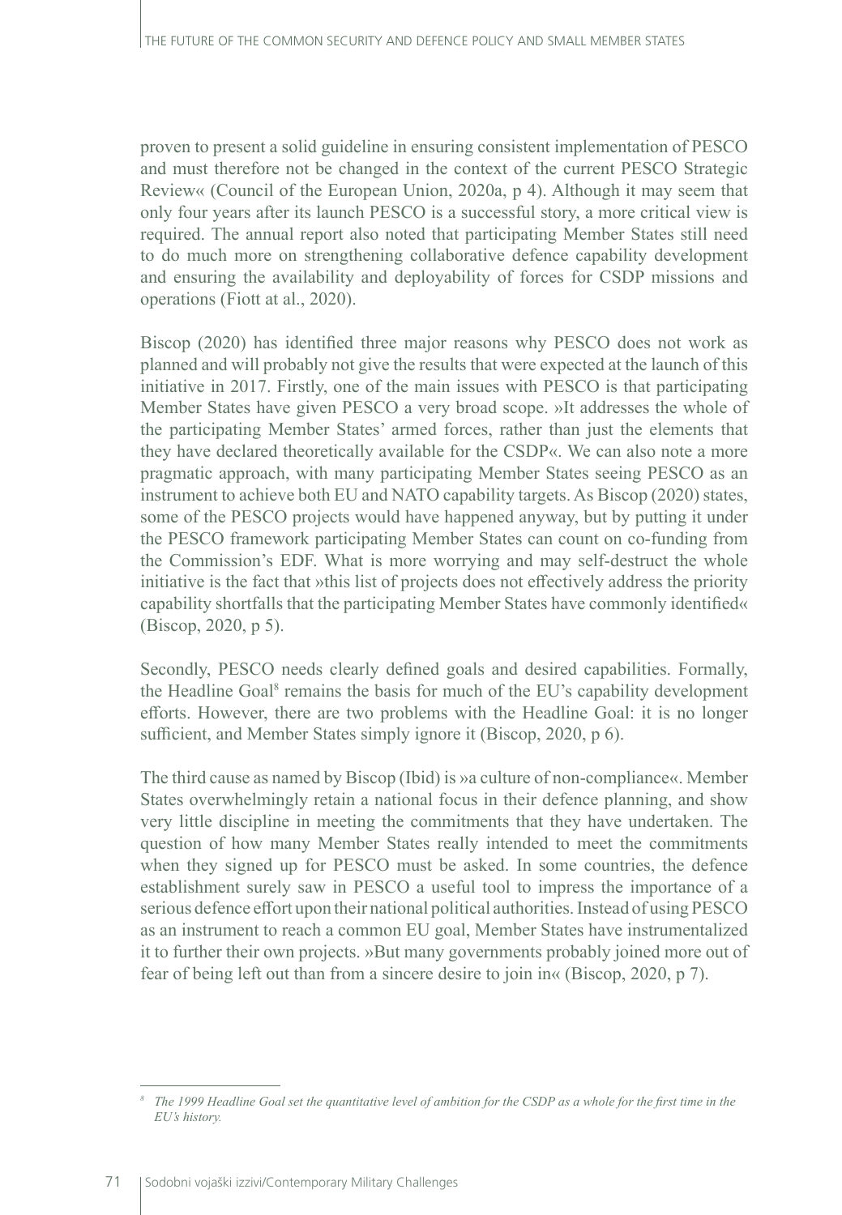proven to present a solid guideline in ensuring consistent implementation of PESCO and must therefore not be changed in the context of the current PESCO Strategic Review« (Council of the European Union, 2020a, p 4). Although it may seem that only four years after its launch PESCO is a successful story, a more critical view is required. The annual report also noted that participating Member States still need to do much more on strengthening collaborative defence capability development and ensuring the availability and deployability of forces for CSDP missions and operations (Fiott at al., 2020).

Biscop (2020) has identified three major reasons why PESCO does not work as planned and will probably not give the results that were expected at the launch of this initiative in 2017. Firstly, one of the main issues with PESCO is that participating Member States have given PESCO a very broad scope. »It addresses the whole of the participating Member States' armed forces, rather than just the elements that they have declared theoretically available for the CSDP«. We can also note a more pragmatic approach, with many participating Member States seeing PESCO as an instrument to achieve both EU and NATO capability targets. As Biscop (2020) states, some of the PESCO projects would have happened anyway, but by putting it under the PESCO framework participating Member States can count on co-funding from the Commission's EDF. What is more worrying and may self-destruct the whole initiative is the fact that »this list of projects does not effectively address the priority capability shortfalls that the participating Member States have commonly identified« (Biscop, 2020, p 5).

Secondly, PESCO needs clearly defined goals and desired capabilities. Formally, the Headline Goal[8] remains the basis for much of the EU's capability development efforts. However, there are two problems with the Headline Goal: it is no longer sufficient, and Member States simply ignore it (Biscop, 2020, p 6).

The third cause as named by Biscop (Ibid) is »a culture of non-compliance«. Member States overwhelmingly retain a national focus in their defence planning, and show very little discipline in meeting the commitments that they have undertaken. The question of how many Member States really intended to meet the commitments when they signed up for PESCO must be asked. In some countries, the defence establishment surely saw in PESCO a useful tool to impress the importance of a serious defence effort upon their national political authorities. Instead of using PESCO as an instrument to reach a common EU goal, Member States have instrumentalized it to further their own projects. »But many governments probably joined more out of fear of being left out than from a sincere desire to join in« (Biscop, 2020, p 7).

---

[8] *The 1999 Headline Goal set the quantitative level of ambition for the CSDP as a whole for the first time in the EU's history.*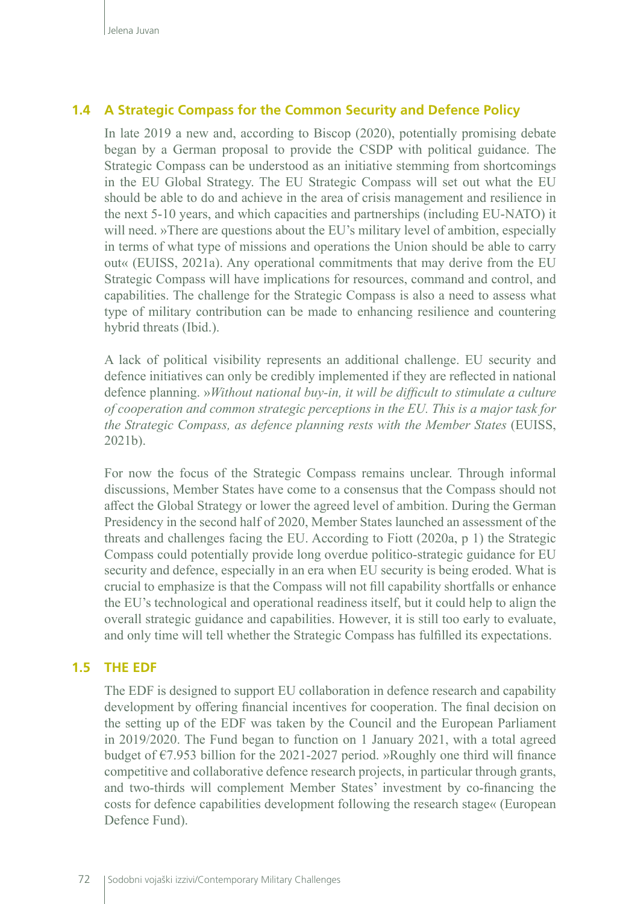## 1.4 A Strategic Compass for the Common Security and Defence Policy

In late 2019 a new and, according to Biscop (2020), potentially promising debate began by a German proposal to provide the CSDP with political guidance. The Strategic Compass can be understood as an initiative stemming from shortcomings in the EU Global Strategy. The EU Strategic Compass will set out what the EU should be able to do and achieve in the area of crisis management and resilience in the next 5-10 years, and which capacities and partnerships (including EU-NATO) it will need. »There are questions about the EU's military level of ambition, especially in terms of what type of missions and operations the Union should be able to carry out« (EUISS, 2021a). Any operational commitments that may derive from the EU Strategic Compass will have implications for resources, command and control, and capabilities. The challenge for the Strategic Compass is also a need to assess what type of military contribution can be made to enhancing resilience and countering hybrid threats (Ibid.).

A lack of political visibility represents an additional challenge. EU security and defence initiatives can only be credibly implemented if they are reflected in national defence planning. »*Without national buy-in, it will be difficult to stimulate a culture of cooperation and common strategic perceptions in the EU. This is a major task for the Strategic Compass, as defence planning rests with the Member States* (EUISS, 2021b).

For now the focus of the Strategic Compass remains unclear. Through informal discussions, Member States have come to a consensus that the Compass should not affect the Global Strategy or lower the agreed level of ambition. During the German Presidency in the second half of 2020, Member States launched an assessment of the threats and challenges facing the EU. According to Fiott (2020a, p 1) the Strategic Compass could potentially provide long overdue politico-strategic guidance for EU security and defence, especially in an era when EU security is being eroded. What is crucial to emphasize is that the Compass will not fill capability shortfalls or enhance the EU's technological and operational readiness itself, but it could help to align the overall strategic guidance and capabilities. However, it is still too early to evaluate, and only time will tell whether the Strategic Compass has fulfilled its expectations.

## 1.5 THE EDF

The EDF is designed to support EU collaboration in defence research and capability development by offering financial incentives for cooperation. The final decision on the setting up of the EDF was taken by the Council and the European Parliament in 2019/2020. The Fund began to function on 1 January 2021, with a total agreed budget of €7.953 billion for the 2021-2027 period. »Roughly one third will finance competitive and collaborative defence research projects, in particular through grants, and two-thirds will complement Member States' investment by co-financing the costs for defence capabilities development following the research stage« (European Defence Fund).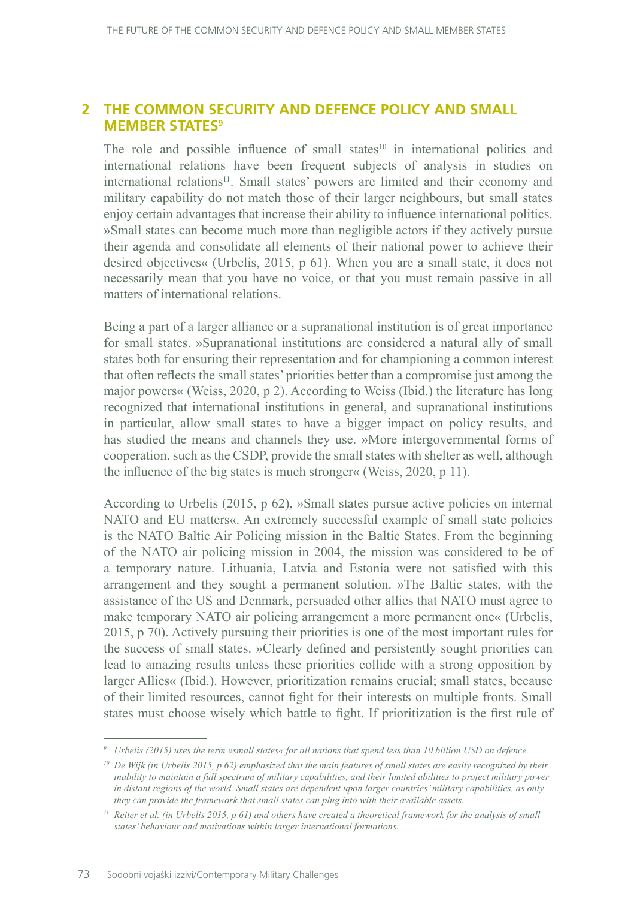## 2 THE COMMON SECURITY AND DEFENCE POLICY AND SMALL MEMBER STATES[9]

The role and possible influence of small states[10] in international politics and international relations have been frequent subjects of analysis in studies on international relations[11]. Small states' powers are limited and their economy and military capability do not match those of their larger neighbours, but small states enjoy certain advantages that increase their ability to influence international politics. »Small states can become much more than negligible actors if they actively pursue their agenda and consolidate all elements of their national power to achieve their desired objectives« (Urbelis, 2015, p 61). When you are a small state, it does not necessarily mean that you have no voice, or that you must remain passive in all matters of international relations.

Being a part of a larger alliance or a supranational institution is of great importance for small states. »Supranational institutions are considered a natural ally of small states both for ensuring their representation and for championing a common interest that often reflects the small states' priorities better than a compromise just among the major powers« (Weiss, 2020, p 2). According to Weiss (Ibid.) the literature has long recognized that international institutions in general, and supranational institutions in particular, allow small states to have a bigger impact on policy results, and has studied the means and channels they use. »More intergovernmental forms of cooperation, such as the CSDP, provide the small states with shelter as well, although the influence of the big states is much stronger« (Weiss, 2020, p 11).

According to Urbelis (2015, p 62), »Small states pursue active policies on internal NATO and EU matters«. An extremely successful example of small state policies is the NATO Baltic Air Policing mission in the Baltic States. From the beginning of the NATO air policing mission in 2004, the mission was considered to be of a temporary nature. Lithuania, Latvia and Estonia were not satisfied with this arrangement and they sought a permanent solution. »The Baltic states, with the assistance of the US and Denmark, persuaded other allies that NATO must agree to make temporary NATO air policing arrangement a more permanent one« (Urbelis, 2015, p 70). Actively pursuing their priorities is one of the most important rules for the success of small states. »Clearly defined and persistently sought priorities can lead to amazing results unless these priorities collide with a strong opposition by larger Allies« (Ibid.). However, prioritization remains crucial; small states, because of their limited resources, cannot fight for their interests on multiple fronts. Small states must choose wisely which battle to fight. If prioritization is the first rule of

---

[9] *Urbelis (2015) uses the term »small states« for all nations that spend less than 10 billion USD on defence.*

[10] *De Wijk (in Urbelis 2015, p 62) emphasized that the main features of small states are easily recognized by their inability to maintain a full spectrum of military capabilities, and their limited abilities to project military power in distant regions of the world. Small states are dependent upon larger countries' military capabilities, as only they can provide the framework that small states can plug into with their available assets.*

[11] *Reiter et al. (in Urbelis 2015, p 61) and others have created a theoretical framework for the analysis of small states' behaviour and motivations within larger international formations.*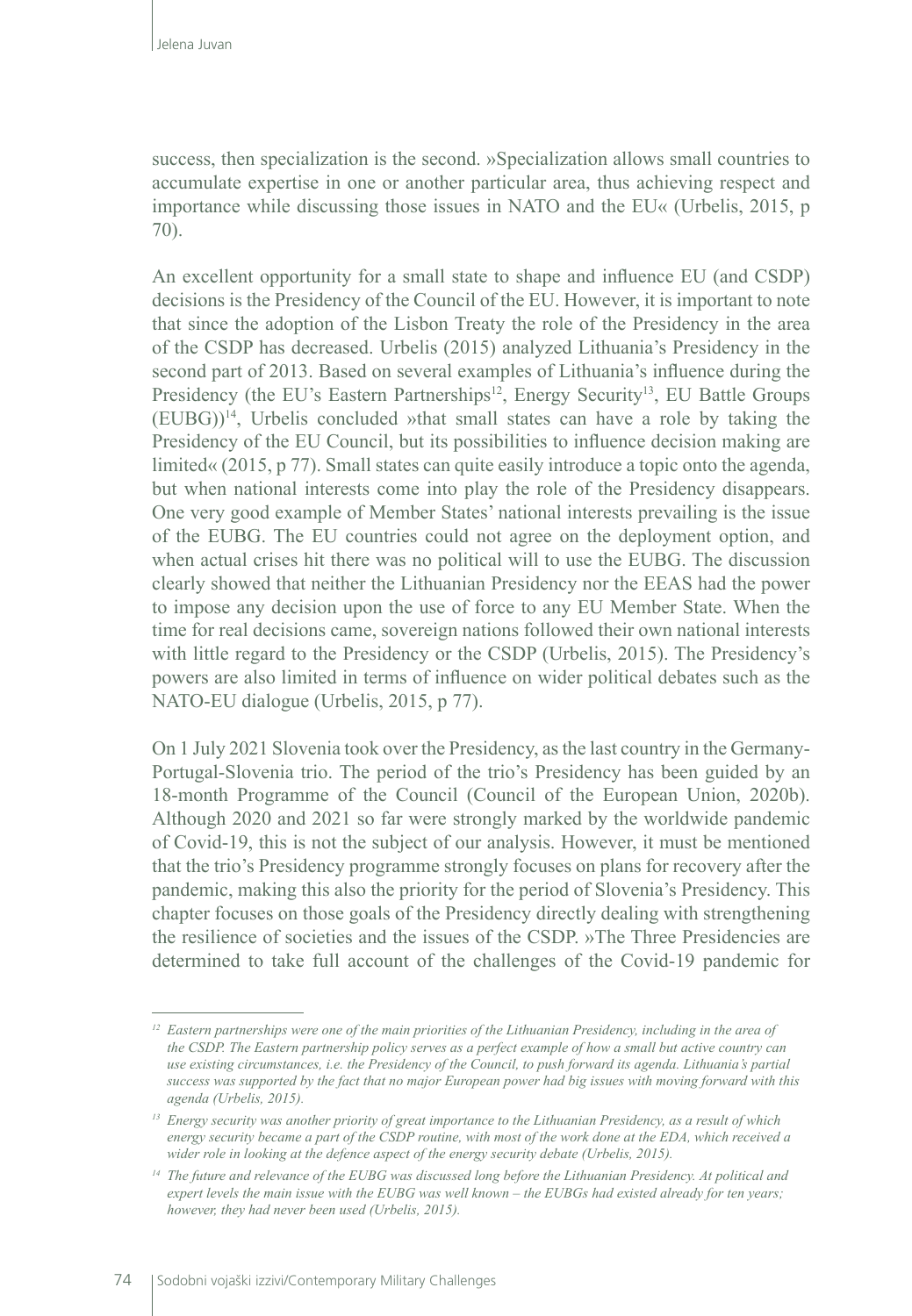success, then specialization is the second. »Specialization allows small countries to accumulate expertise in one or another particular area, thus achieving respect and importance while discussing those issues in NATO and the EU« (Urbelis, 2015, p 70).

An excellent opportunity for a small state to shape and influence EU (and CSDP) decisions is the Presidency of the Council of the EU. However, it is important to note that since the adoption of the Lisbon Treaty the role of the Presidency in the area of the CSDP has decreased. Urbelis (2015) analyzed Lithuania's Presidency in the second part of 2013. Based on several examples of Lithuania's influence during the Presidency (the EU's Eastern Partnerships[12], Energy Security[13], EU Battle Groups (EUBG))[14], Urbelis concluded »that small states can have a role by taking the Presidency of the EU Council, but its possibilities to influence decision making are limited« (2015, p 77). Small states can quite easily introduce a topic onto the agenda, but when national interests come into play the role of the Presidency disappears. One very good example of Member States' national interests prevailing is the issue of the EUBG. The EU countries could not agree on the deployment option, and when actual crises hit there was no political will to use the EUBG. The discussion clearly showed that neither the Lithuanian Presidency nor the EEAS had the power to impose any decision upon the use of force to any EU Member State. When the time for real decisions came, sovereign nations followed their own national interests with little regard to the Presidency or the CSDP (Urbelis, 2015). The Presidency's powers are also limited in terms of influence on wider political debates such as the NATO-EU dialogue (Urbelis, 2015, p 77).

On 1 July 2021 Slovenia took over the Presidency, as the last country in the Germany-Portugal-Slovenia trio. The period of the trio's Presidency has been guided by an 18-month Programme of the Council (Council of the European Union, 2020b). Although 2020 and 2021 so far were strongly marked by the worldwide pandemic of Covid-19, this is not the subject of our analysis. However, it must be mentioned that the trio's Presidency programme strongly focuses on plans for recovery after the pandemic, making this also the priority for the period of Slovenia's Presidency. This chapter focuses on those goals of the Presidency directly dealing with strengthening the resilience of societies and the issues of the CSDP. »The Three Presidencies are determined to take full account of the challenges of the Covid-19 pandemic for

---

[12] *Eastern partnerships were one of the main priorities of the Lithuanian Presidency, including in the area of the CSDP. The Eastern partnership policy serves as a perfect example of how a small but active country can use existing circumstances, i.e. the Presidency of the Council, to push forward its agenda. Lithuania's partial success was supported by the fact that no major European power had big issues with moving forward with this agenda (Urbelis, 2015).*

[13] *Energy security was another priority of great importance to the Lithuanian Presidency, as a result of which energy security became a part of the CSDP routine, with most of the work done at the EDA, which received a wider role in looking at the defence aspect of the energy security debate (Urbelis, 2015).*

[14] *The future and relevance of the EUBG was discussed long before the Lithuanian Presidency. At political and expert levels the main issue with the EUBG was well known – the EUBGs had existed already for ten years; however, they had never been used (Urbelis, 2015).*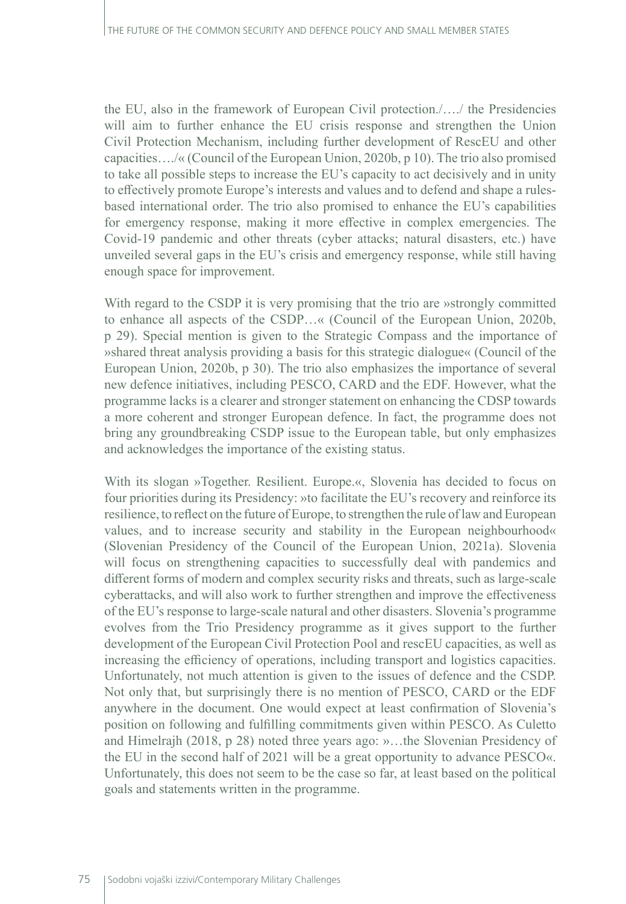the EU, also in the framework of European Civil protection./…./ the Presidencies will aim to further enhance the EU crisis response and strengthen the Union Civil Protection Mechanism, including further development of RescEU and other capacities…./« (Council of the European Union, 2020b, p 10). The trio also promised to take all possible steps to increase the EU's capacity to act decisively and in unity to effectively promote Europe's interests and values and to defend and shape a rules-based international order. The trio also promised to enhance the EU's capabilities for emergency response, making it more effective in complex emergencies. The Covid-19 pandemic and other threats (cyber attacks; natural disasters, etc.) have unveiled several gaps in the EU's crisis and emergency response, while still having enough space for improvement.

With regard to the CSDP it is very promising that the trio are »strongly committed to enhance all aspects of the CSDP…« (Council of the European Union, 2020b, p 29). Special mention is given to the Strategic Compass and the importance of »shared threat analysis providing a basis for this strategic dialogue« (Council of the European Union, 2020b, p 30). The trio also emphasizes the importance of several new defence initiatives, including PESCO, CARD and the EDF. However, what the programme lacks is a clearer and stronger statement on enhancing the CDSP towards a more coherent and stronger European defence. In fact, the programme does not bring any groundbreaking CSDP issue to the European table, but only emphasizes and acknowledges the importance of the existing status.

With its slogan »Together. Resilient. Europe.«, Slovenia has decided to focus on four priorities during its Presidency: »to facilitate the EU's recovery and reinforce its resilience, to reflect on the future of Europe, to strengthen the rule of law and European values, and to increase security and stability in the European neighbourhood« (Slovenian Presidency of the Council of the European Union, 2021a). Slovenia will focus on strengthening capacities to successfully deal with pandemics and different forms of modern and complex security risks and threats, such as large-scale cyberattacks, and will also work to further strengthen and improve the effectiveness of the EU's response to large-scale natural and other disasters. Slovenia's programme evolves from the Trio Presidency programme as it gives support to the further development of the European Civil Protection Pool and rescEU capacities, as well as increasing the efficiency of operations, including transport and logistics capacities. Unfortunately, not much attention is given to the issues of defence and the CSDP. Not only that, but surprisingly there is no mention of PESCO, CARD or the EDF anywhere in the document. One would expect at least confirmation of Slovenia's position on following and fulfilling commitments given within PESCO. As Culetto and Himelrajh (2018, p 28) noted three years ago: »…the Slovenian Presidency of the EU in the second half of 2021 will be a great opportunity to advance PESCO«. Unfortunately, this does not seem to be the case so far, at least based on the political goals and statements written in the programme.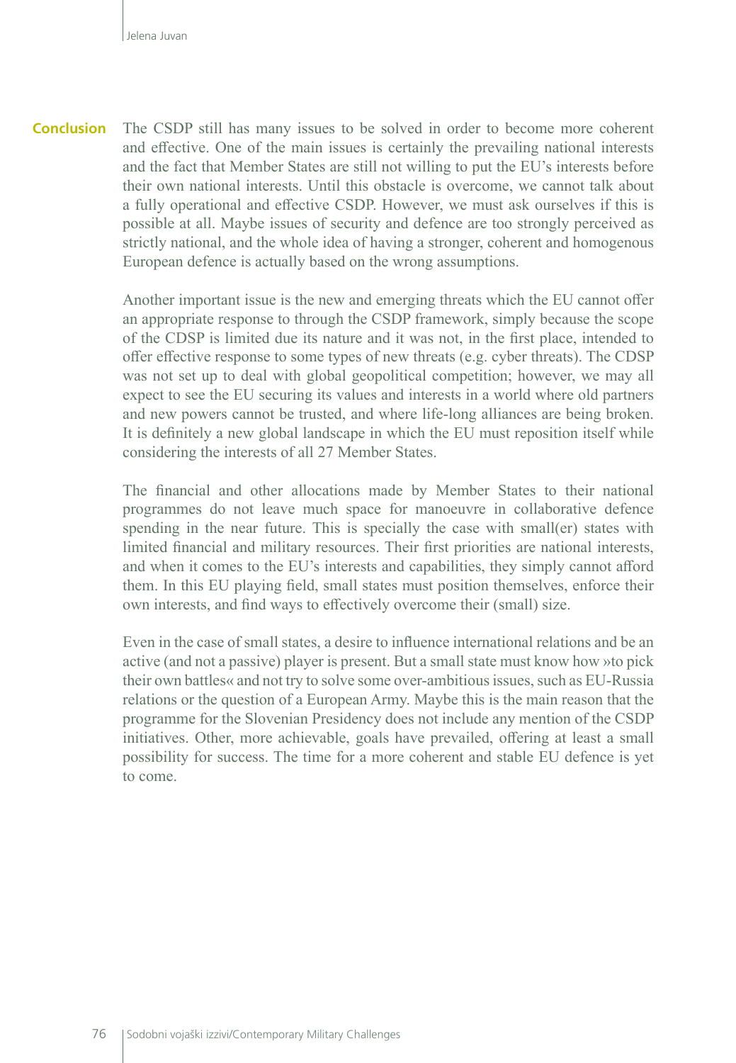## Conclusion

The CSDP still has many issues to be solved in order to become more coherent and effective. One of the main issues is certainly the prevailing national interests and the fact that Member States are still not willing to put the EU's interests before their own national interests. Until this obstacle is overcome, we cannot talk about a fully operational and effective CSDP. However, we must ask ourselves if this is possible at all. Maybe issues of security and defence are too strongly perceived as strictly national, and the whole idea of having a stronger, coherent and homogenous European defence is actually based on the wrong assumptions.

Another important issue is the new and emerging threats which the EU cannot offer an appropriate response to through the CSDP framework, simply because the scope of the CDSP is limited due its nature and it was not, in the first place, intended to offer effective response to some types of new threats (e.g. cyber threats). The CDSP was not set up to deal with global geopolitical competition; however, we may all expect to see the EU securing its values and interests in a world where old partners and new powers cannot be trusted, and where life-long alliances are being broken. It is definitely a new global landscape in which the EU must reposition itself while considering the interests of all 27 Member States.

The financial and other allocations made by Member States to their national programmes do not leave much space for manoeuvre in collaborative defence spending in the near future. This is specially the case with small(er) states with limited financial and military resources. Their first priorities are national interests, and when it comes to the EU's interests and capabilities, they simply cannot afford them. In this EU playing field, small states must position themselves, enforce their own interests, and find ways to effectively overcome their (small) size.

Even in the case of small states, a desire to influence international relations and be an active (and not a passive) player is present. But a small state must know how »to pick their own battles« and not try to solve some over-ambitious issues, such as EU-Russia relations or the question of a European Army. Maybe this is the main reason that the programme for the Slovenian Presidency does not include any mention of the CSDP initiatives. Other, more achievable, goals have prevailed, offering at least a small possibility for success. The time for a more coherent and stable EU defence is yet to come.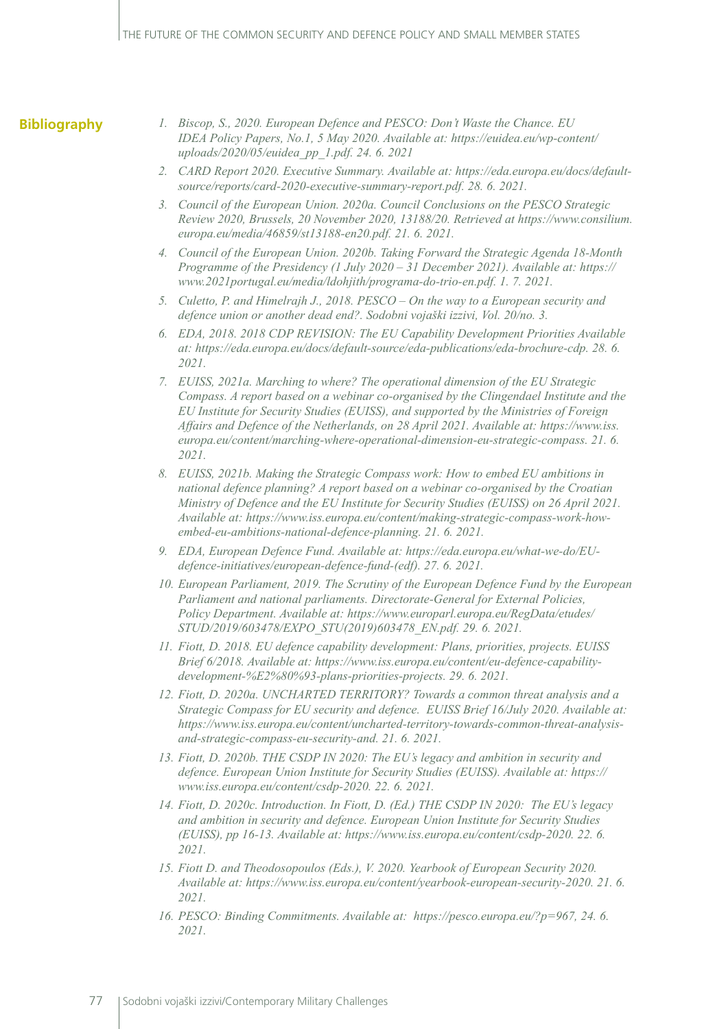## Bibliography

1. *Biscop, S., 2020. European Defence and PESCO: Don't Waste the Chance. EU IDEA Policy Papers, No.1, 5 May 2020. Available at: https://euidea.eu/wp-content/uploads/2020/05/euidea_pp_1.pdf. 24. 6. 2021*
2. *CARD Report 2020. Executive Summary. Available at: https://eda.europa.eu/docs/default-source/reports/card-2020-executive-summary-report.pdf. 28. 6. 2021.*
3. *Council of the European Union. 2020a. Council Conclusions on the PESCO Strategic Review 2020, Brussels, 20 November 2020, 13188/20. Retrieved at https://www.consilium.europa.eu/media/46859/st13188-en20.pdf. 21. 6. 2021.*
4. *Council of the European Union. 2020b. Taking Forward the Strategic Agenda 18-Month Programme of the Presidency (1 July 2020 – 31 December 2021). Available at: https://www.2021portugal.eu/media/ldohjith/programa-do-trio-en.pdf. 1. 7. 2021.*
5. *Culetto, P. and Himelrajh J., 2018. PESCO – On the way to a European security and defence union or another dead end?. Sodobni vojaški izzivi, Vol. 20/no. 3.*
6. *EDA, 2018. 2018 CDP REVISION: The EU Capability Development Priorities Available at: https://eda.europa.eu/docs/default-source/eda-publications/eda-brochure-cdp. 28. 6. 2021.*
7. *EUISS, 2021a. Marching to where? The operational dimension of the EU Strategic Compass. A report based on a webinar co-organised by the Clingendael Institute and the EU Institute for Security Studies (EUISS), and supported by the Ministries of Foreign Affairs and Defence of the Netherlands, on 28 April 2021. Available at: https://www.iss.europa.eu/content/marching-where-operational-dimension-eu-strategic-compass. 21. 6. 2021.*
8. *EUISS, 2021b. Making the Strategic Compass work: How to embed EU ambitions in national defence planning? A report based on a webinar co-organised by the Croatian Ministry of Defence and the EU Institute for Security Studies (EUISS) on 26 April 2021. Available at: https://www.iss.europa.eu/content/making-strategic-compass-work-how-embed-eu-ambitions-national-defence-planning. 21. 6. 2021.*
9. *EDA, European Defence Fund. Available at: https://eda.europa.eu/what-we-do/EU-defence-initiatives/european-defence-fund-(edf). 27. 6. 2021.*
10. *European Parliament, 2019. The Scrutiny of the European Defence Fund by the European Parliament and national parliaments. Directorate-General for External Policies, Policy Department. Available at: https://www.europarl.europa.eu/RegData/etudes/STUD/2019/603478/EXPO_STU(2019)603478_EN.pdf. 29. 6. 2021.*
11. *Fiott, D. 2018. EU defence capability development: Plans, priorities, projects. EUISS Brief 6/2018. Available at: https://www.iss.europa.eu/content/eu-defence-capability-development-%E2%80%93-plans-priorities-projects. 29. 6. 2021.*
12. *Fiott, D. 2020a. UNCHARTED TERRITORY? Towards a common threat analysis and a Strategic Compass for EU security and defence. EUISS Brief 16/July 2020. Available at: https://www.iss.europa.eu/content/uncharted-territory-towards-common-threat-analysis-and-strategic-compass-eu-security-and. 21. 6. 2021.*
13. *Fiott, D. 2020b. THE CSDP IN 2020: The EU's legacy and ambition in security and defence. European Union Institute for Security Studies (EUISS). Available at: https://www.iss.europa.eu/content/csdp-2020. 22. 6. 2021.*
14. *Fiott, D. 2020c. Introduction. In Fiott, D. (Ed.) THE CSDP IN 2020: The EU's legacy and ambition in security and defence. European Union Institute for Security Studies (EUISS), pp 16-13. Available at: https://www.iss.europa.eu/content/csdp-2020. 22. 6. 2021.*
15. *Fiott D. and Theodosopoulos (Eds.), V. 2020. Yearbook of European Security 2020. Available at: https://www.iss.europa.eu/content/yearbook-european-security-2020. 21. 6. 2021.*
16. *PESCO: Binding Commitments. Available at: https://pesco.europa.eu/?p=967, 24. 6. 2021.*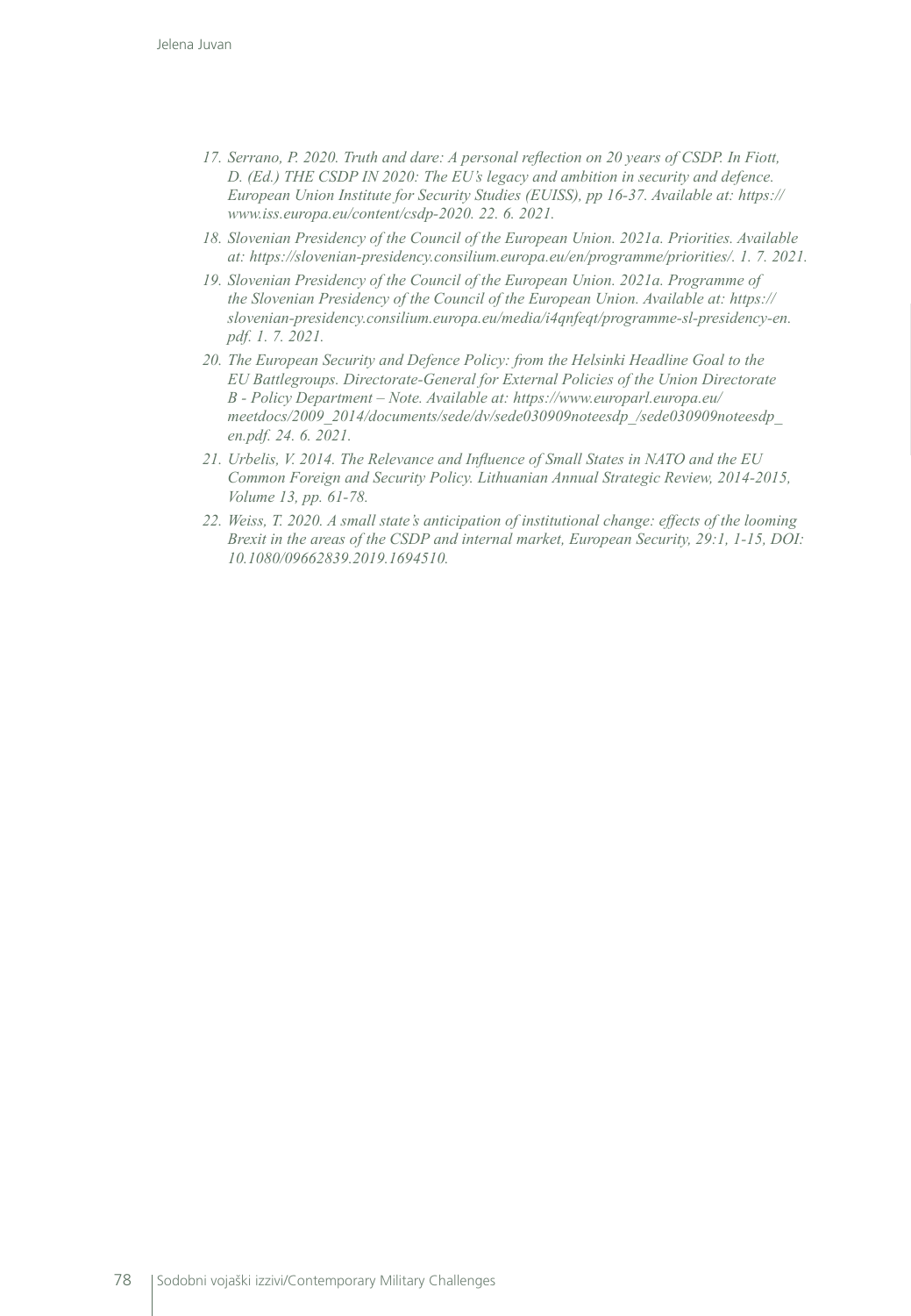17. *Serrano, P. 2020. Truth and dare: A personal reflection on 20 years of CSDP. In Fiott, D. (Ed.) THE CSDP IN 2020: The EU's legacy and ambition in security and defence. European Union Institute for Security Studies (EUISS), pp 16-37. Available at: https://www.iss.europa.eu/content/csdp-2020. 22. 6. 2021.*
18. *Slovenian Presidency of the Council of the European Union. 2021a. Priorities. Available at: https://slovenian-presidency.consilium.europa.eu/en/programme/priorities/. 1. 7. 2021.*
19. *Slovenian Presidency of the Council of the European Union. 2021a. Programme of the Slovenian Presidency of the Council of the European Union. Available at: https://slovenian-presidency.consilium.europa.eu/media/i4qnfeqt/programme-sl-presidency-en.pdf. 1. 7. 2021.*
20. *The European Security and Defence Policy: from the Helsinki Headline Goal to the EU Battlegroups. Directorate-General for External Policies of the Union Directorate B - Policy Department – Note. Available at: https://www.europarl.europa.eu/meetdocs/2009_2014/documents/sede/dv/sede030909noteesdp_/sede030909noteesdp_en.pdf. 24. 6. 2021.*
21. *Urbelis, V. 2014. The Relevance and Influence of Small States in NATO and the EU Common Foreign and Security Policy. Lithuanian Annual Strategic Review, 2014-2015, Volume 13, pp. 61-78.*
22. *Weiss, T. 2020. A small state's anticipation of institutional change: effects of the looming Brexit in the areas of the CSDP and internal market, European Security, 29:1, 1-15, DOI: 10.1080/09662839.2019.1694510.*